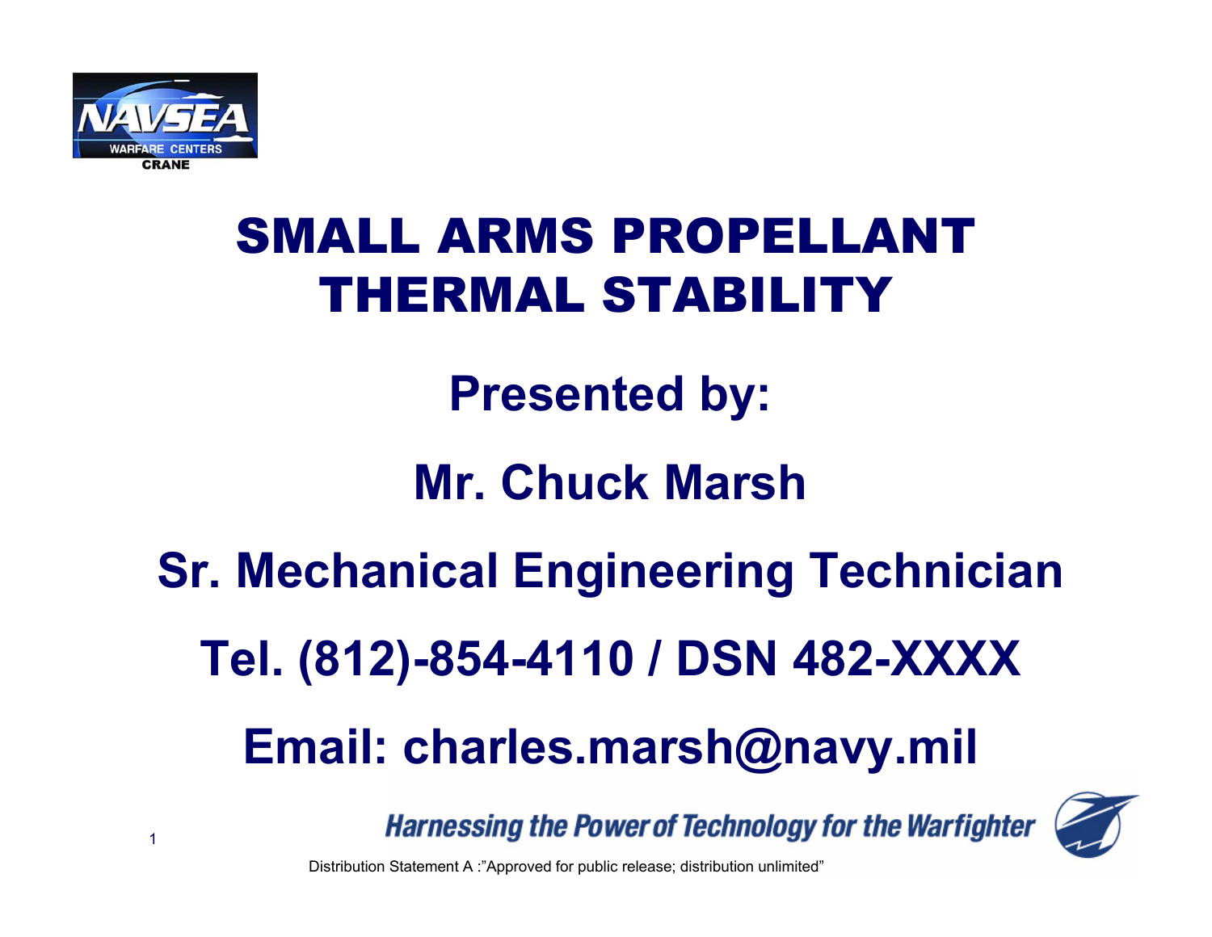NAVSEA WARFARE CENTERS CRANE

# SMALL ARMS PROPELLANT THERMAL STABILITY

## Presented by:

## Mr. Chuck Marsh

## Sr. Mechanical Engineering Technician

## Tel. (812)-854-4110 / DSN 482-XXXX

## Email: charles.marsh@navy.mil

*Harnessing the Power of Technology for the Warfighter*

Distribution Statement A :"Approved for public release; distribution unlimited"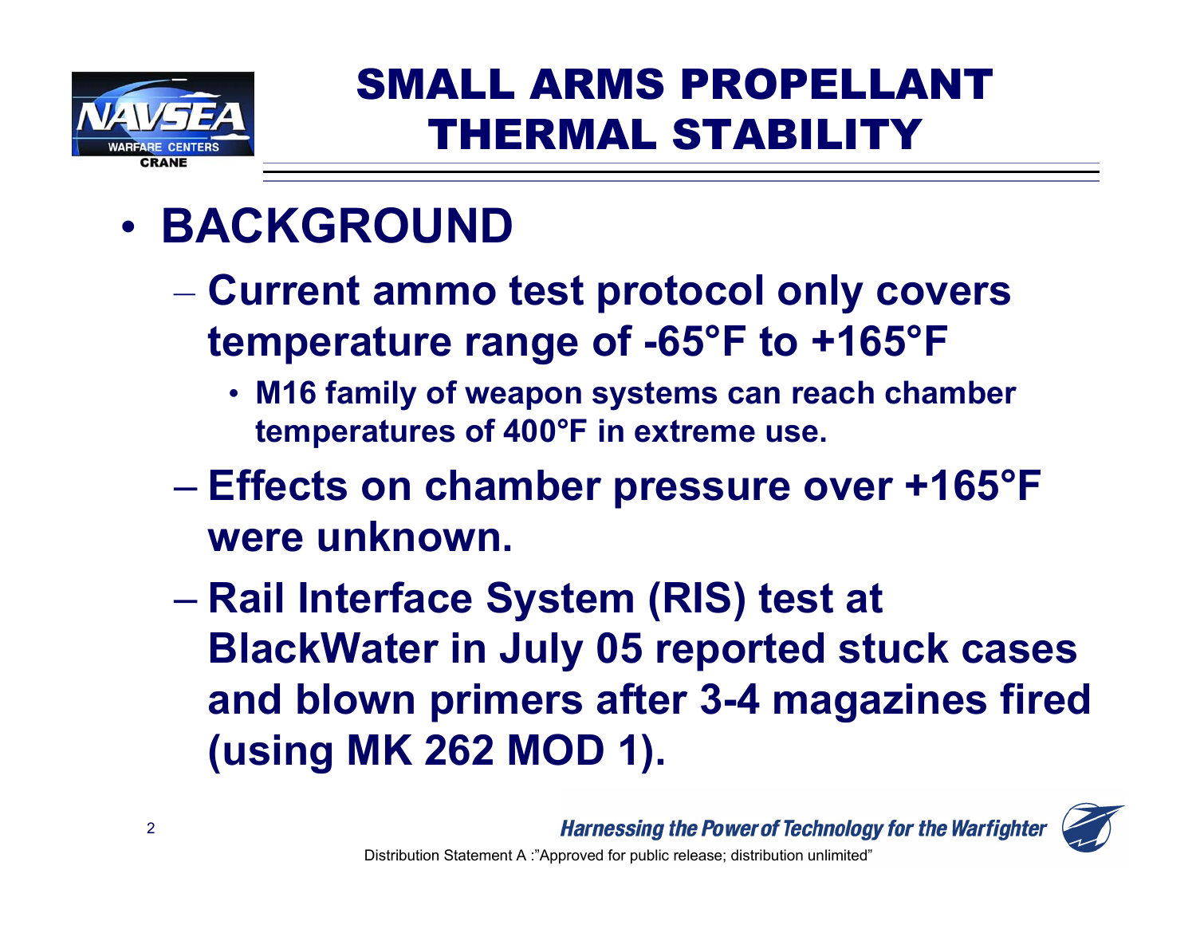# SMALL ARMS PROPELLANT THERMAL STABILITY

- **BACKGROUND**
  - **Current ammo test protocol only covers temperature range of -65°F to +165°F**
    - **M16 family of weapon systems can reach chamber temperatures of 400°F in extreme use.**
  - **Effects on chamber pressure over +165°F were unknown.**
  - **Rail Interface System (RIS) test at BlackWater in July 05 reported stuck cases and blown primers after 3-4 magazines fired (using MK 262 MOD 1).**

*Harnessing the Power of Technology for the Warfighter*

Distribution Statement A :"Approved for public release; distribution unlimited"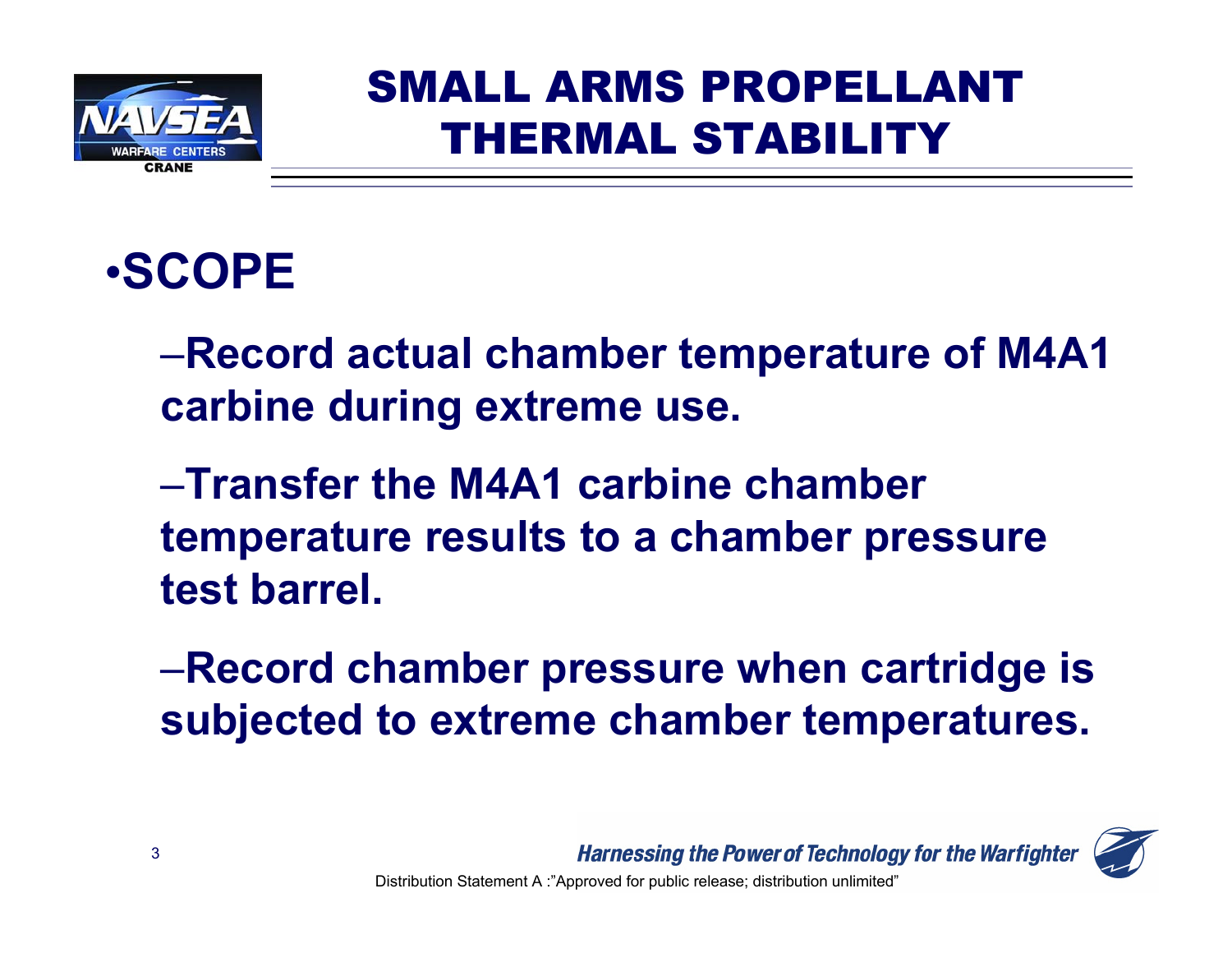# SMALL ARMS PROPELLANT THERMAL STABILITY

- **SCOPE**
  - **Record actual chamber temperature of M4A1 carbine during extreme use.**
  - **Transfer the M4A1 carbine chamber temperature results to a chamber pressure test barrel.**
  - **Record chamber pressure when cartridge is subjected to extreme chamber temperatures.**

*Harnessing the Power of Technology for the Warfighter*

Distribution Statement A :"Approved for public release; distribution unlimited"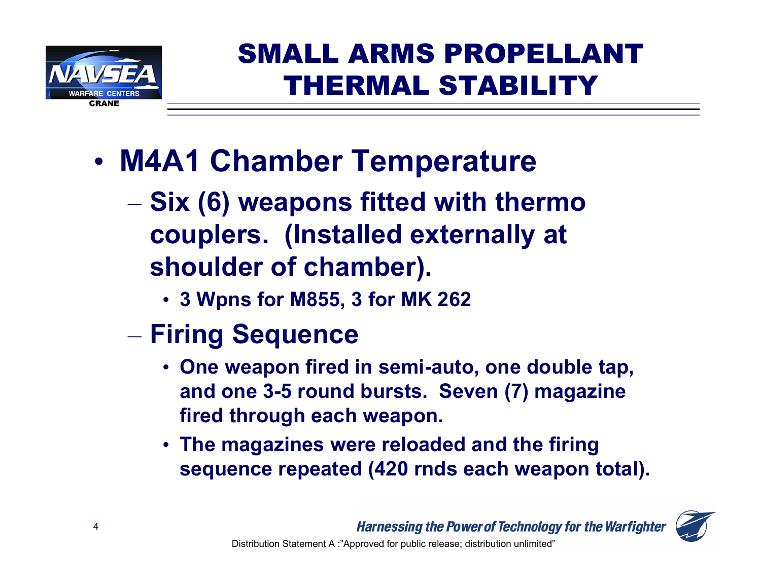# SMALL ARMS PROPELLANT THERMAL STABILITY

- **M4A1 Chamber Temperature**
  - **Six (6) weapons fitted with thermo couplers. (Installed externally at shoulder of chamber).**
    - **3 Wpns for M855, 3 for MK 262**
  - **Firing Sequence**
    - **One weapon fired in semi-auto, one double tap, and one 3-5 round bursts. Seven (7) magazine fired through each weapon.**
    - **The magazines were reloaded and the firing sequence repeated (420 rnds each weapon total).**

*Harnessing the Power of Technology for the Warfighter*

Distribution Statement A :"Approved for public release; distribution unlimited"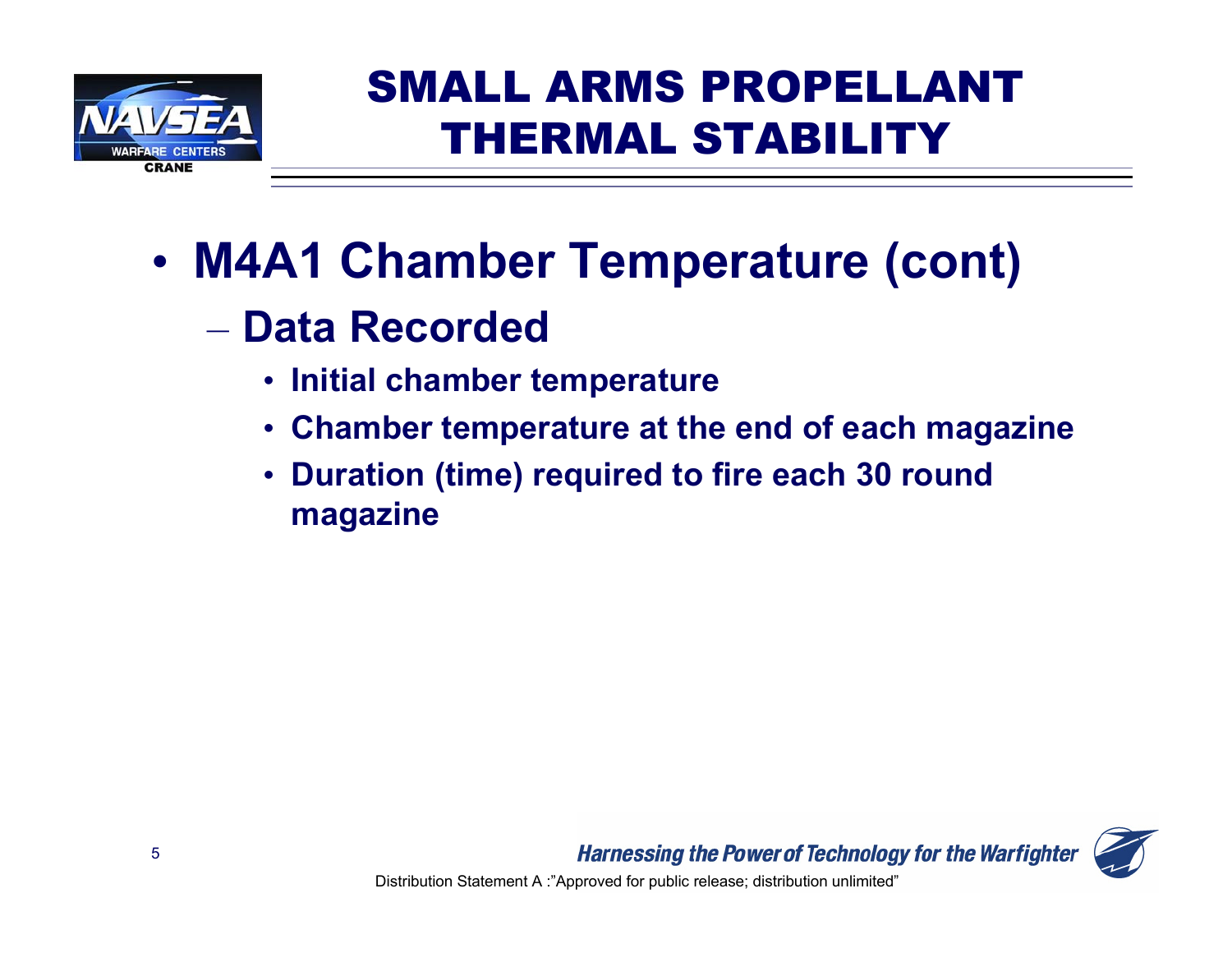# SMALL ARMS PROPELLANT THERMAL STABILITY

- **M4A1 Chamber Temperature (cont)**
  - **Data Recorded**
    - **Initial chamber temperature**
    - **Chamber temperature at the end of each magazine**
    - **Duration (time) required to fire each 30 round magazine**

*Harnessing the Power of Technology for the Warfighter*

Distribution Statement A :"Approved for public release; distribution unlimited"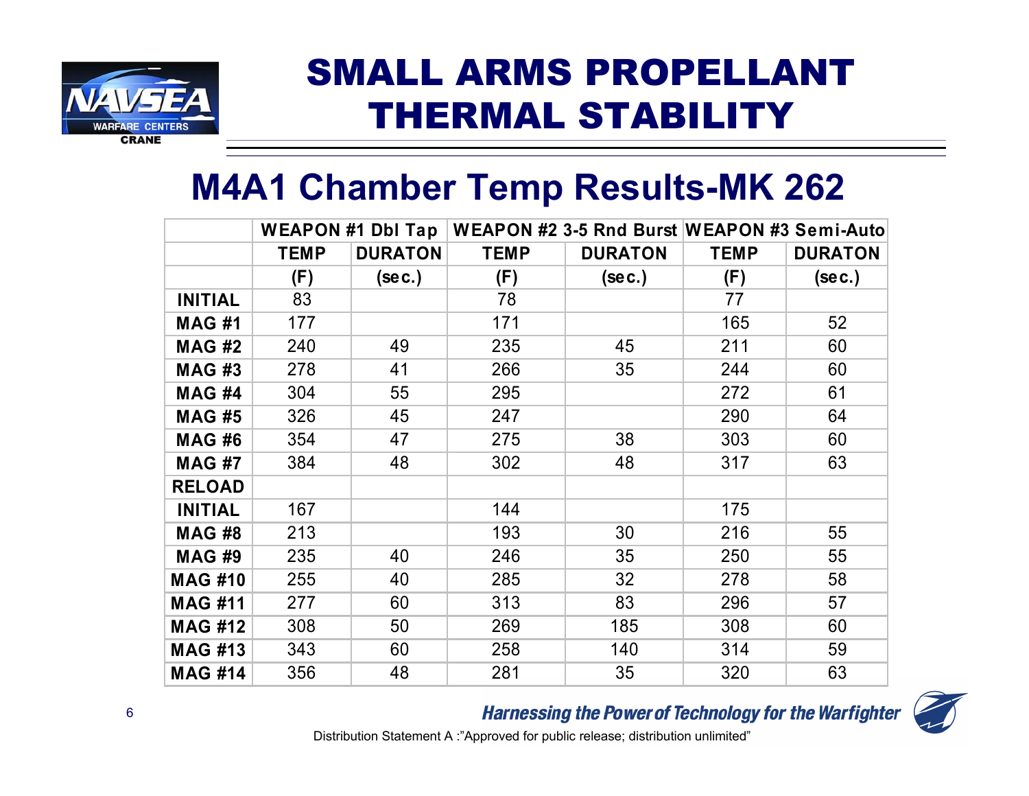# SMALL ARMS PROPELLANT THERMAL STABILITY

## M4A1 Chamber Temp Results-MK 262

| | WEAPON #1 Dbl Tap | | WEAPON #2 3-5 Rnd Burst | | WEAPON #3 Semi-Auto | |
|---|---|---|---|---|---|---|
| | TEMP | DURATON | TEMP | DURATON | TEMP | DURATON |
| | (F) | (sec.) | (F) | (sec.) | (F) | (sec.) |
| INITIAL | 83 | | 78 | | 77 | |
| MAG #1 | 177 | | 171 | | 165 | 52 |
| MAG #2 | 240 | 49 | 235 | 45 | 211 | 60 |
| MAG #3 | 278 | 41 | 266 | 35 | 244 | 60 |
| MAG #4 | 304 | 55 | 295 | | 272 | 61 |
| MAG #5 | 326 | 45 | 247 | | 290 | 64 |
| MAG #6 | 354 | 47 | 275 | 38 | 303 | 60 |
| MAG #7 | 384 | 48 | 302 | 48 | 317 | 63 |
| RELOAD | | | | | | |
| INITIAL | 167 | | 144 | | 175 | |
| MAG #8 | 213 | | 193 | 30 | 216 | 55 |
| MAG #9 | 235 | 40 | 246 | 35 | 250 | 55 |
| MAG #10 | 255 | 40 | 285 | 32 | 278 | 58 |
| MAG #11 | 277 | 60 | 313 | 83 | 296 | 57 |
| MAG #12 | 308 | 50 | 269 | 185 | 308 | 60 |
| MAG #13 | 343 | 60 | 258 | 140 | 314 | 59 |
| MAG #14 | 356 | 48 | 281 | 35 | 320 | 63 |

*Harnessing the Power of Technology for the Warfighter*

Distribution Statement A :"Approved for public release; distribution unlimited"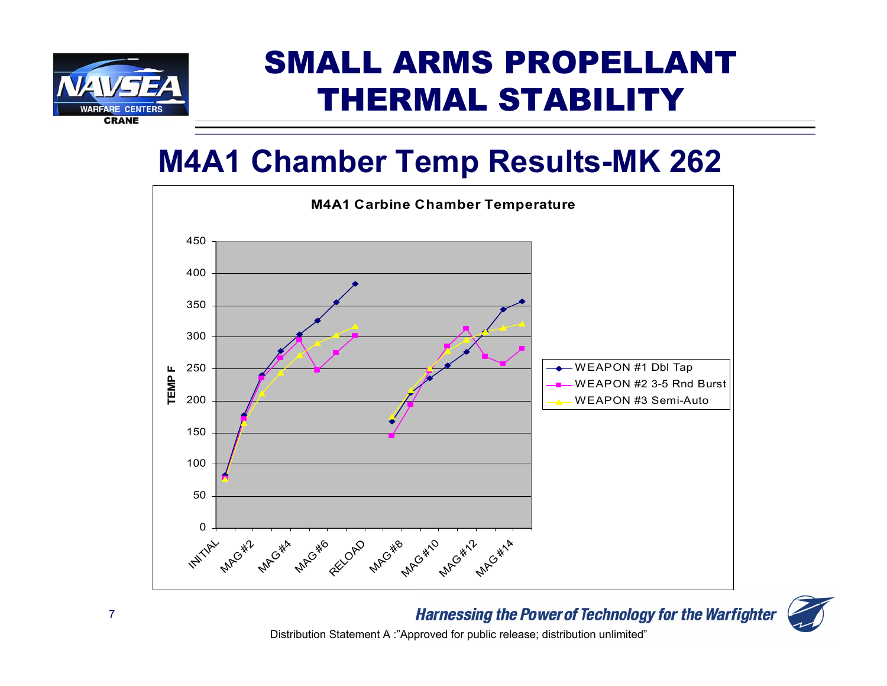# SMALL ARMS PROPELLANT THERMAL STABILITY

## M4A1 Chamber Temp Results-MK 262

**M4A1 Carbine Chamber Temperature**

TEMP F: 0, 50, 100, 150, 200, 250, 300, 350, 400, 450

INITIAL, MAG#2, MAG#4, MAG#6, RELOAD, MAG#8, MAG#10, MAG#12, MAG#14

- WEAPON #1 Dbl Tap
- WEAPON #2 3-5 Rnd Burst
- WEAPON #3 Semi-Auto

*Harnessing the Power of Technology for the Warfighter*

Distribution Statement A :"Approved for public release; distribution unlimited"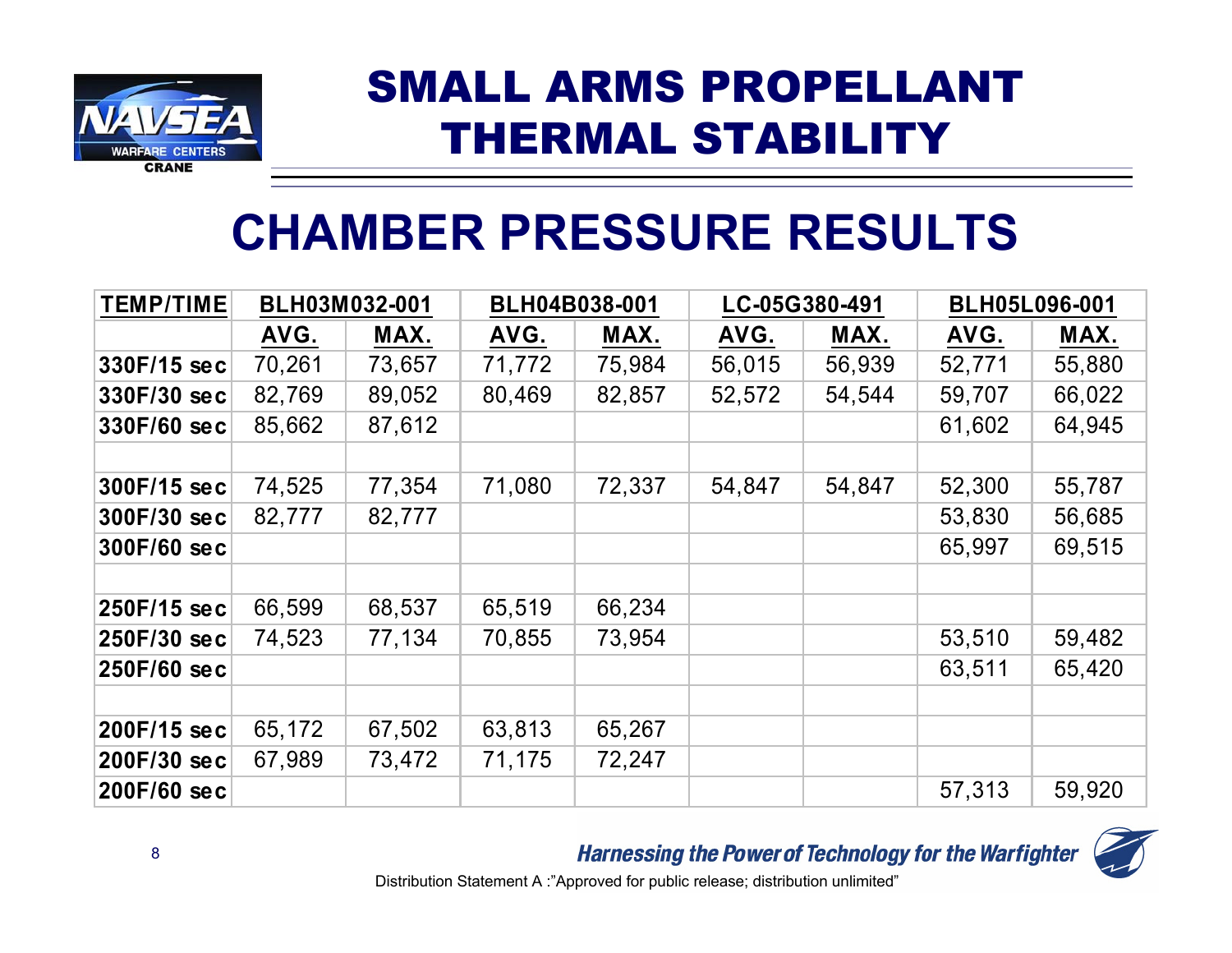# SMALL ARMS PROPELLANT THERMAL STABILITY

## CHAMBER PRESSURE RESULTS

| TEMP/TIME | BLH03M032-001 | | BLH04B038-001 | | LC-05G380-491 | | BLH05L096-001 | |
|---|---|---|---|---|---|---|---|---|
| | AVG. | MAX. | AVG. | MAX. | AVG. | MAX. | AVG. | MAX. |
| 330F/15 sec | 70,261 | 73,657 | 71,772 | 75,984 | 56,015 | 56,939 | 52,771 | 55,880 |
| 330F/30 sec | 82,769 | 89,052 | 80,469 | 82,857 | 52,572 | 54,544 | 59,707 | 66,022 |
| 330F/60 sec | 85,662 | 87,612 | | | | | 61,602 | 64,945 |
| | | | | | | | | |
| 300F/15 sec | 74,525 | 77,354 | 71,080 | 72,337 | 54,847 | 54,847 | 52,300 | 55,787 |
| 300F/30 sec | 82,777 | 82,777 | | | | | 53,830 | 56,685 |
| 300F/60 sec | | | | | | | 65,997 | 69,515 |
| | | | | | | | | |
| 250F/15 sec | 66,599 | 68,537 | 65,519 | 66,234 | | | | |
| 250F/30 sec | 74,523 | 77,134 | 70,855 | 73,954 | | | 53,510 | 59,482 |
| 250F/60 sec | | | | | | | 63,511 | 65,420 |
| | | | | | | | | |
| 200F/15 sec | 65,172 | 67,502 | 63,813 | 65,267 | | | | |
| 200F/30 sec | 67,989 | 73,472 | 71,175 | 72,247 | | | | |
| 200F/60 sec | | | | | | | 57,313 | 59,920 |

*Harnessing the Power of Technology for the Warfighter*

Distribution Statement A :"Approved for public release; distribution unlimited"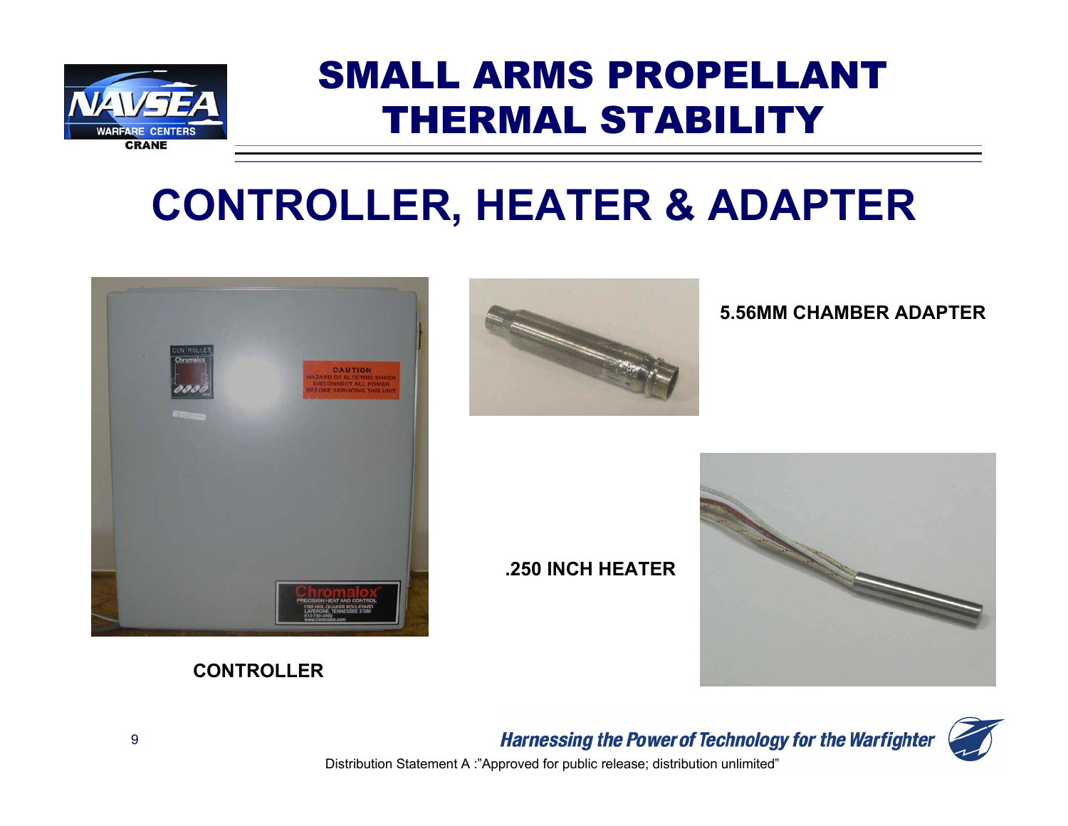# SMALL ARMS PROPELLANT THERMAL STABILITY

## CONTROLLER, HEATER & ADAPTER

5.56MM CHAMBER ADAPTER

.250 INCH HEATER

CONTROLLER

*Harnessing the Power of Technology for the Warfighter*

Distribution Statement A :"Approved for public release; distribution unlimited"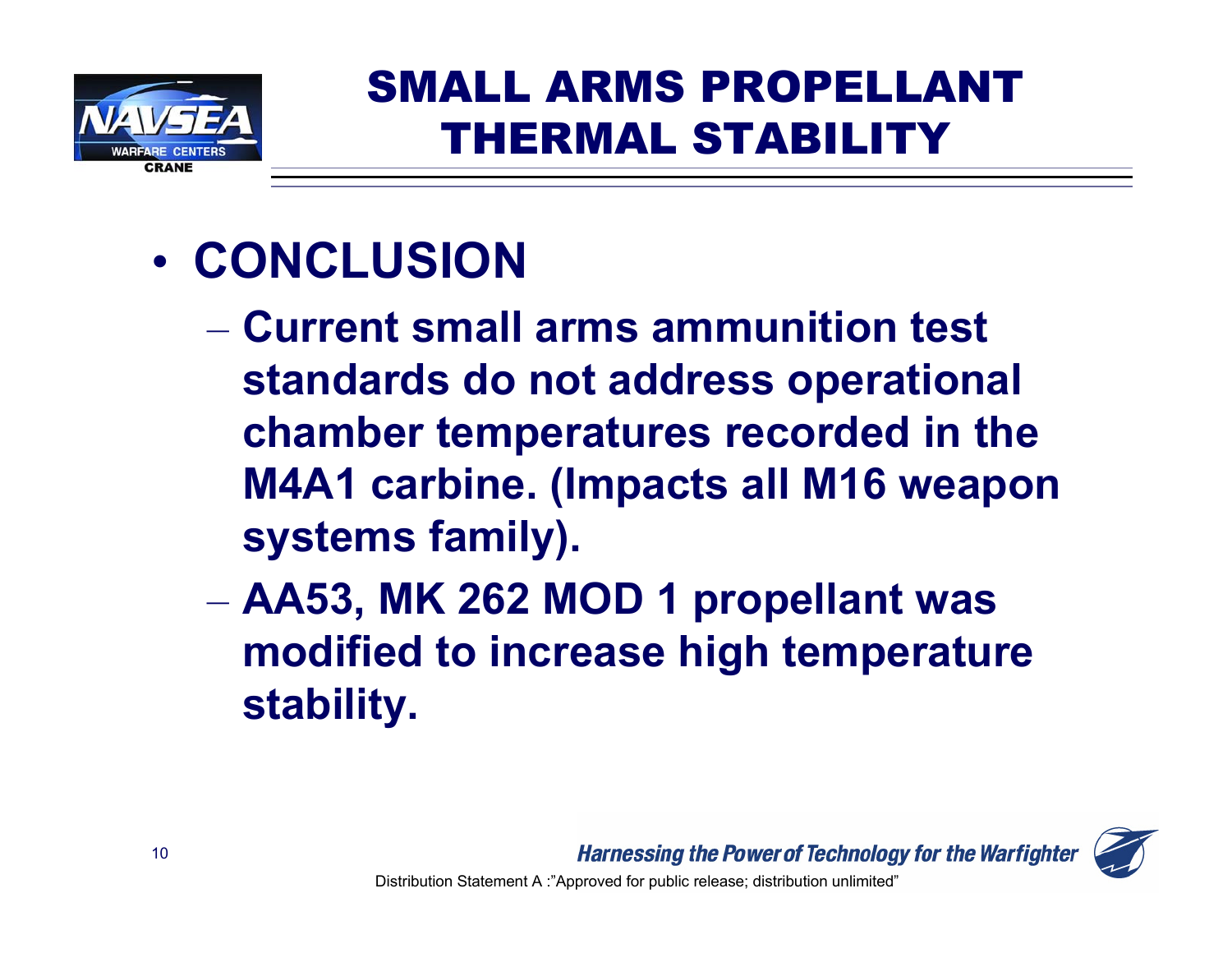# SMALL ARMS PROPELLANT THERMAL STABILITY

- **CONCLUSION**
  - **Current small arms ammunition test standards do not address operational chamber temperatures recorded in the M4A1 carbine. (Impacts all M16 weapon systems family).**
  - **AA53, MK 262 MOD 1 propellant was modified to increase high temperature stability.**

*Harnessing the Power of Technology for the Warfighter*

Distribution Statement A :"Approved for public release; distribution unlimited"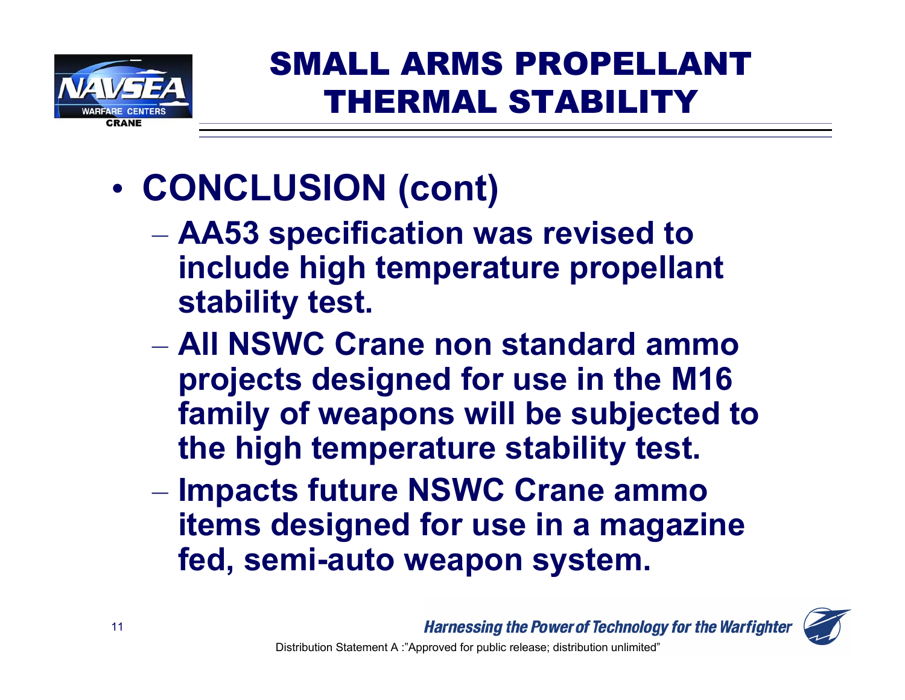# SMALL ARMS PROPELLANT THERMAL STABILITY

- **CONCLUSION (cont)**
  - **AA53 specification was revised to include high temperature propellant stability test.**
  - **All NSWC Crane non standard ammo projects designed for use in the M16 family of weapons will be subjected to the high temperature stability test.**
  - **Impacts future NSWC Crane ammo items designed for use in a magazine fed, semi-auto weapon system.**

Distribution Statement A :"Approved for public release; distribution unlimited"